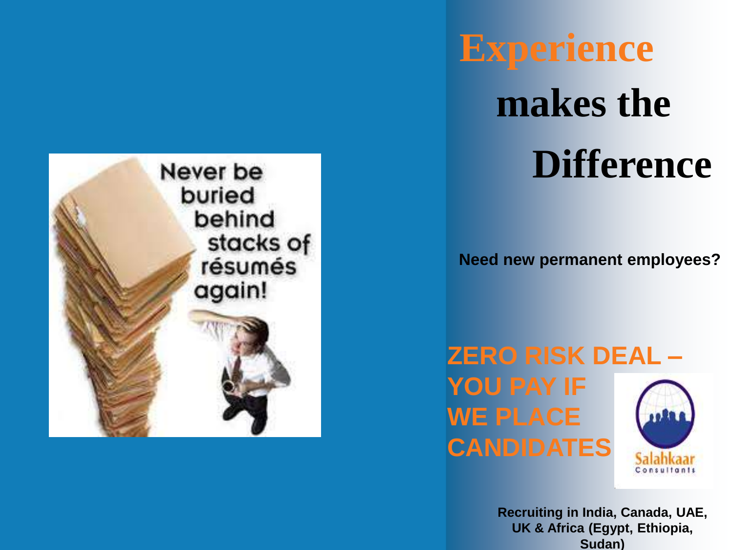# Experience makes the Difference

**Need new permanent employees?**

**ZERO RISK DEAL – YOU PAY IF WE PLACE CANDIDATES**

**Recruiting in India, Canada, UAE, UK & Africa (Egypt, Ethiopia, Sudan)**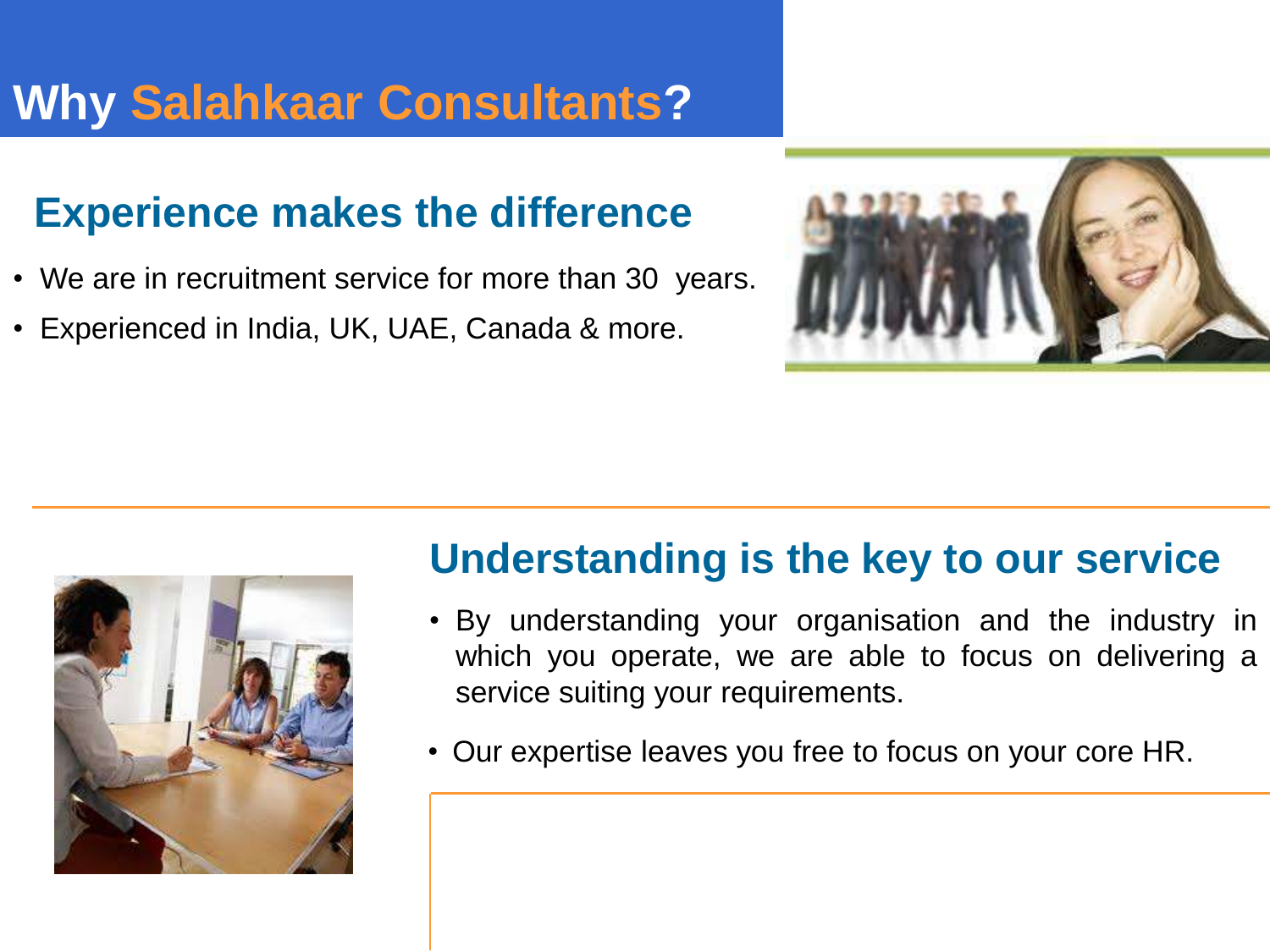# Why Salahkaar Consultants?

## Experience makes the difference

- We are in recruitment service for more than 30 years.
- Experienced in India, UK, UAE, Canada & more.

## Understanding is the key to our service

- By understanding your organisation and the industry in which you operate, we are able to focus on delivering a service suiting your requirements.
- Our expertise leaves you free to focus on your core HR.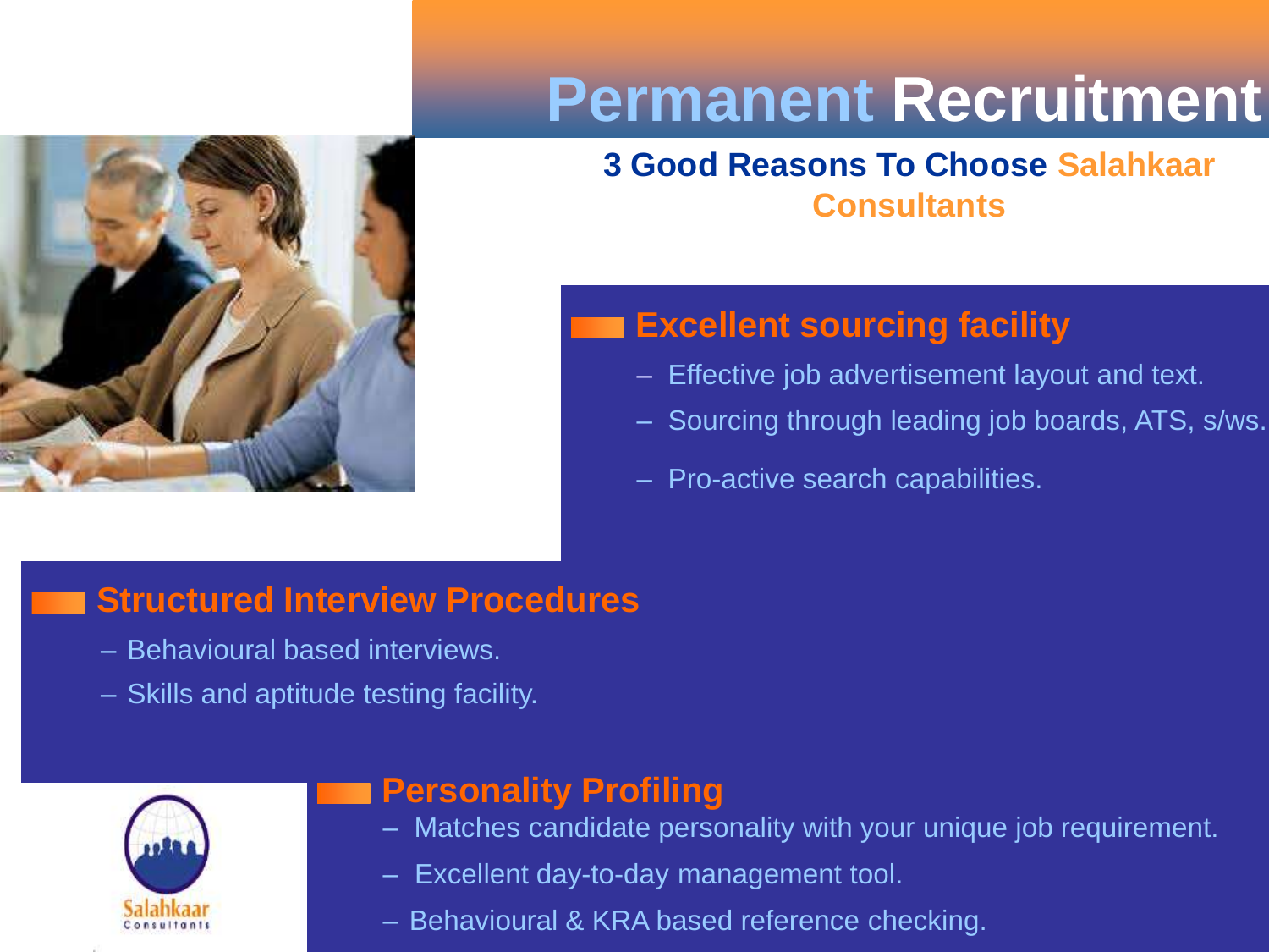# Permanent Recruitment

## 3 Good Reasons To Choose Salahkaar Consultants

### Excellent sourcing facility

- Effective job advertisement layout and text.
- Sourcing through leading job boards, ATS, s/ws.
- Pro-active search capabilities.

### Structured Interview Procedures

- Behavioural based interviews.
- Skills and aptitude testing facility.

### Personality Profiling

- Matches candidate personality with your unique job requirement.
- Excellent day-to-day management tool.
- Behavioural & KRA based reference checking.

Salahkaar Consultants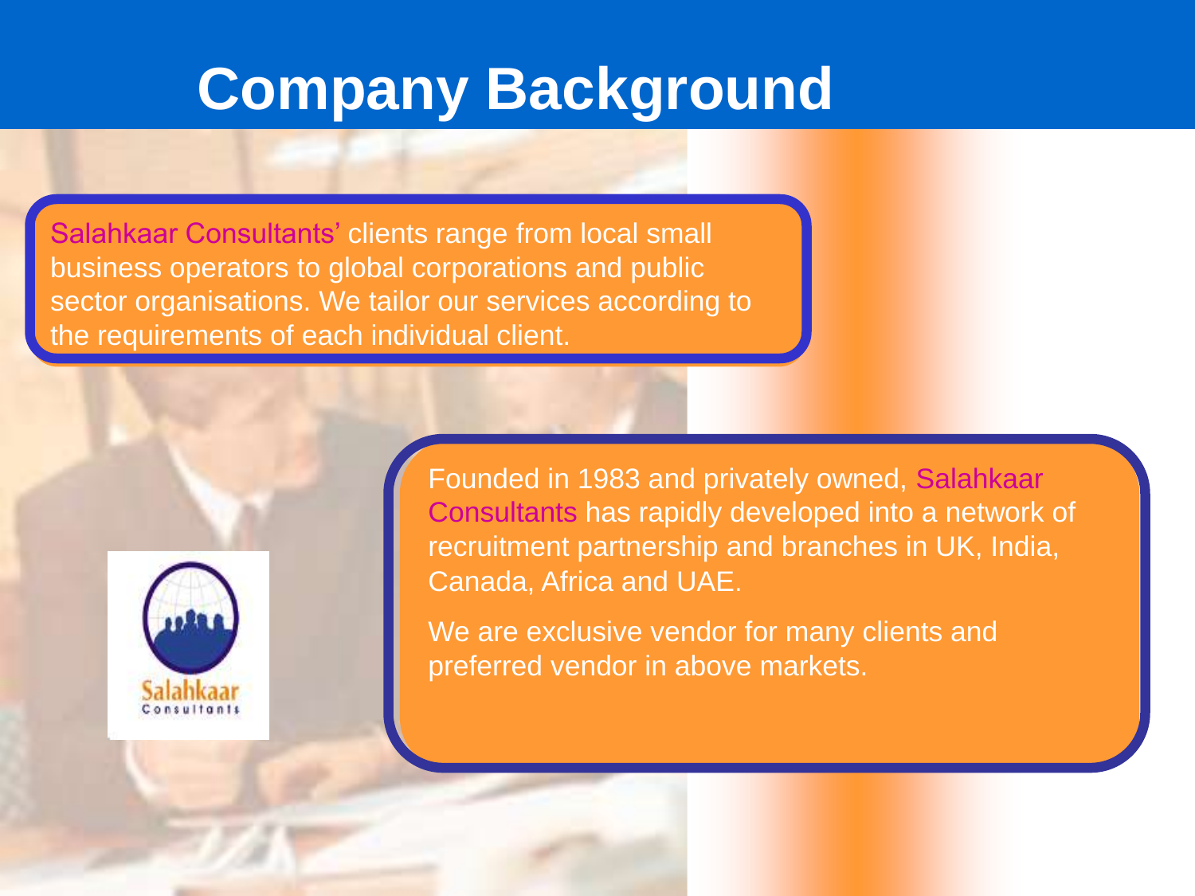# Company Background

Salahkaar Consultants' clients range from local small business operators to global corporations and public sector organisations. We tailor our services according to the requirements of each individual client.

Founded in 1983 and privately owned, Salahkaar Consultants has rapidly developed into a network of recruitment partnership and branches in UK, India, Canada, Africa and UAE.

We are exclusive vendor for many clients and preferred vendor in above markets.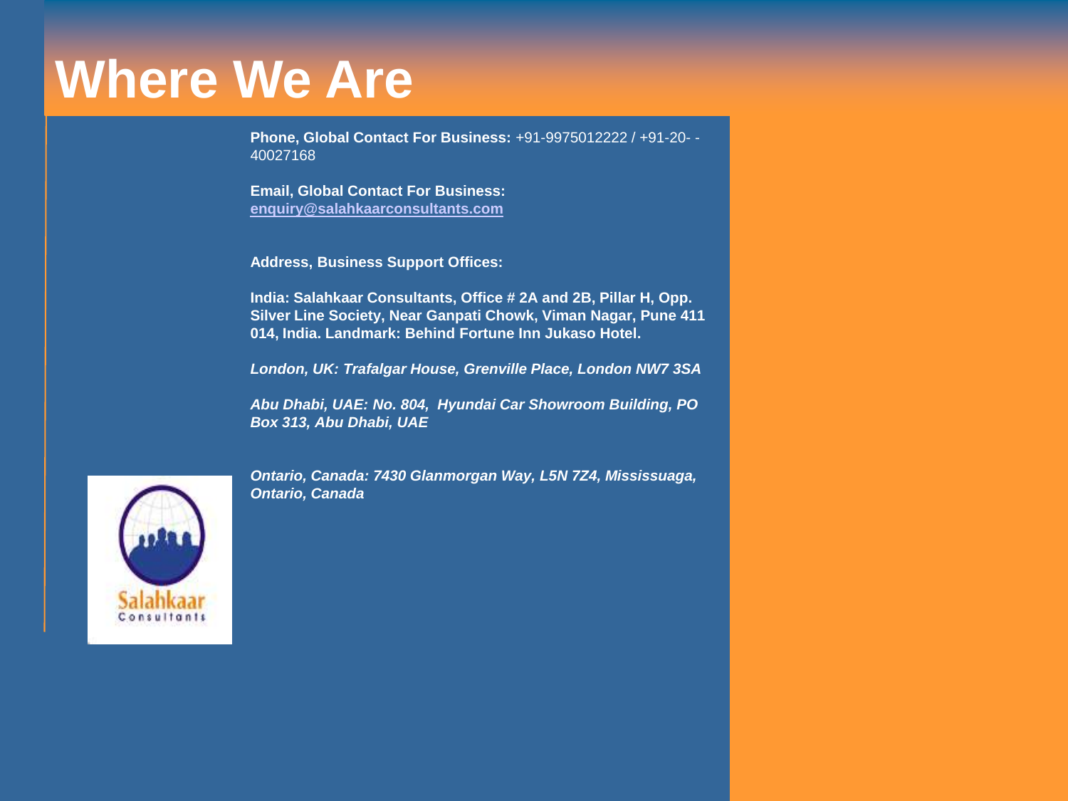# Where We Are

**Phone, Global Contact For Business:** +91-9975012222 / +91-20- - 40027168

**Email, Global Contact For Business:** **enquiry@salahkaarconsultants.com**

**Address, Business Support Offices:**

**India: Salahkaar Consultants, Office # 2A and 2B, Pillar H, Opp. Silver Line Society, Near Ganpati Chowk, Viman Nagar, Pune 411 014, India. Landmark: Behind Fortune Inn Jukaso Hotel.**

***London, UK: Trafalgar House, Grenville Place, London NW7 3SA***

***Abu Dhabi, UAE: No. 804, Hyundai Car Showroom Building, PO Box 313, Abu Dhabi, UAE***

***Ontario, Canada: 7430 Glanmorgan Way, L5N 7Z4, Mississuaga, Ontario, Canada***

Salahkaar Consultants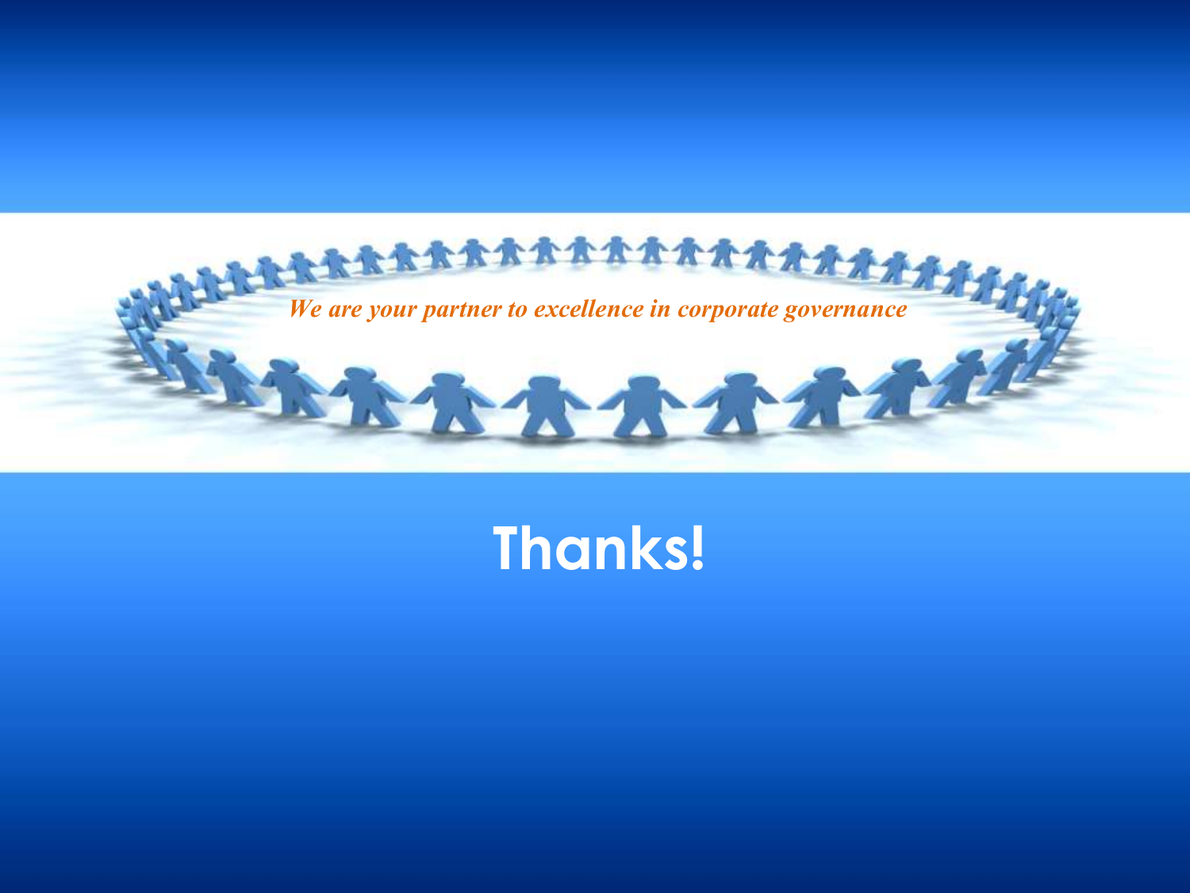*We are your partner to excellence in corporate governance*

# Thanks!